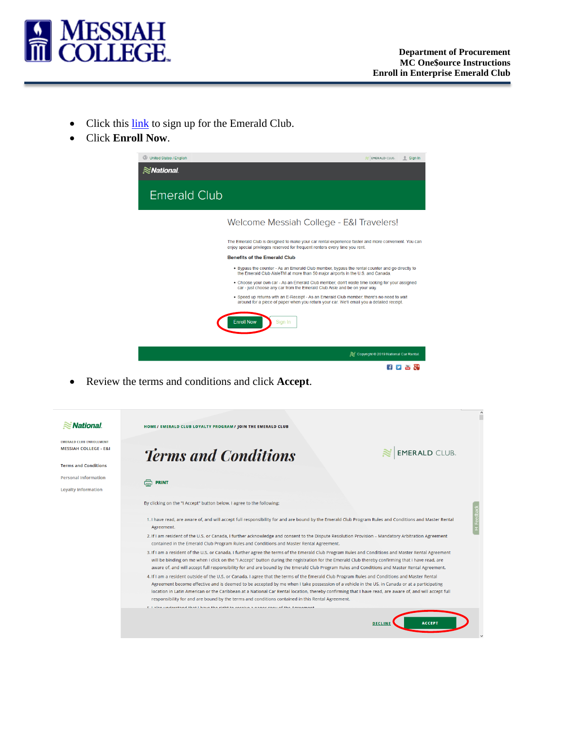**Department of Procurement**
**MC One$ource Instructions**
**Enroll in Enterprise Emerald Club**

- Click this link to sign up for the Emerald Club.
- Click **Enroll Now**.

- Review the terms and conditions and click **Accept**.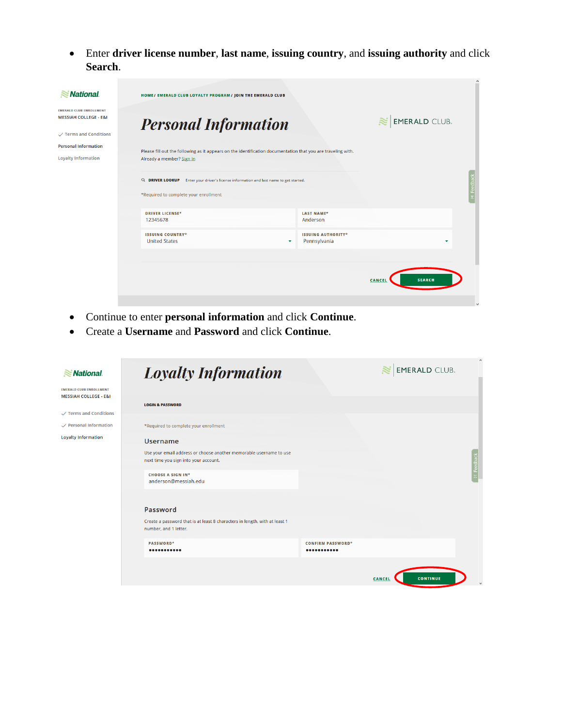- Enter **driver license number**, **last name**, **issuing country**, and **issuing authority** and click **Search**.

National

EMERALD CLUB ENROLLMENT
MESSIAH COLLEGE - E&I

✓ Terms and Conditions

Personal Information

Loyalty Information

HOME/ EMERALD CLUB LOYALTY PROGRAM / JOIN THE EMERALD CLUB

# Personal Information

EMERALD CLUB.

Please fill out the following as it appears on the identification documentation that you are traveling with.
Already a member? Sign In

DRIVER LOOKUP Enter your driver's license information and last name to get started.

*Required to complete your enrollment

| DRIVER LICENSE* | LAST NAME* |
| --- | --- |
| 12345678 | Anderson |
| ISSUING COUNTRY* | ISSUING AUTHORITY* |
| United States | Pennsylvania |

CANCEL SEARCH

- Continue to enter **personal information** and click **Continue**.
- Create a **Username** and **Password** and click **Continue**.

National

EMERALD CLUB ENROLLMENT
MESSIAH COLLEGE - E&I

✓ Terms and Conditions

✓ Personal Information

Loyalty Information

# Loyalty Information

EMERALD CLUB.

LOGIN & PASSWORD

*Required to complete your enrollment

## Username

Use your email address or choose another memorable username to use next time you sign into your account.

CHOOSE A SIGN IN*
anderson@messiah.edu

## Password

Create a password that is at least 8 characters in length, with at least 1 number, and 1 letter.

| PASSWORD* | CONFIRM PASSWORD* |
| --- | --- |
| ••••••••••• | ••••••••••• |

CANCEL CONTINUE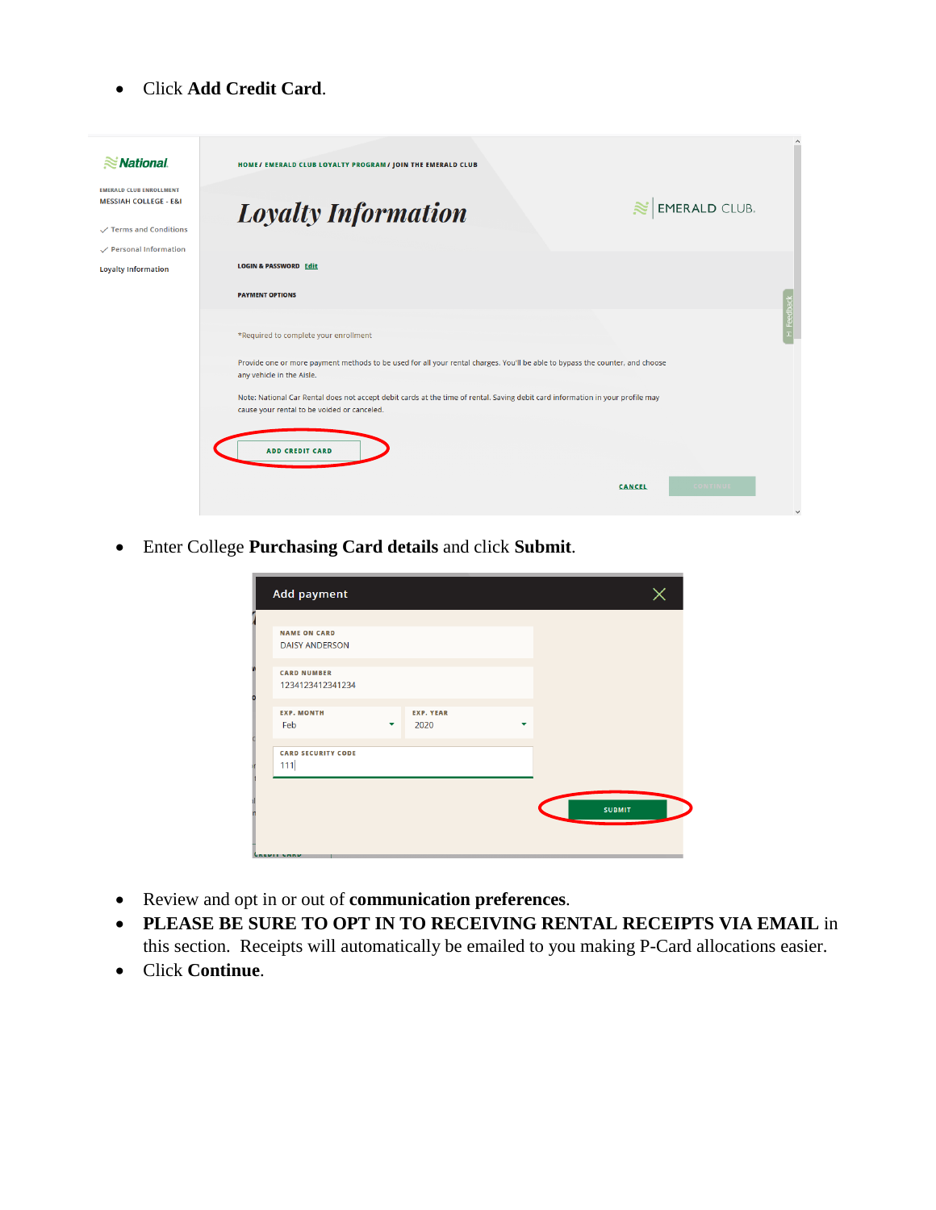- Click **Add Credit Card**.

- Enter College **Purchasing Card details** and click **Submit**.

- Review and opt in or out of **communication preferences**.
- **PLEASE BE SURE TO OPT IN TO RECEIVING RENTAL RECEIPTS VIA EMAIL** in this section. Receipts will automatically be emailed to you making P-Card allocations easier.
- Click **Continue**.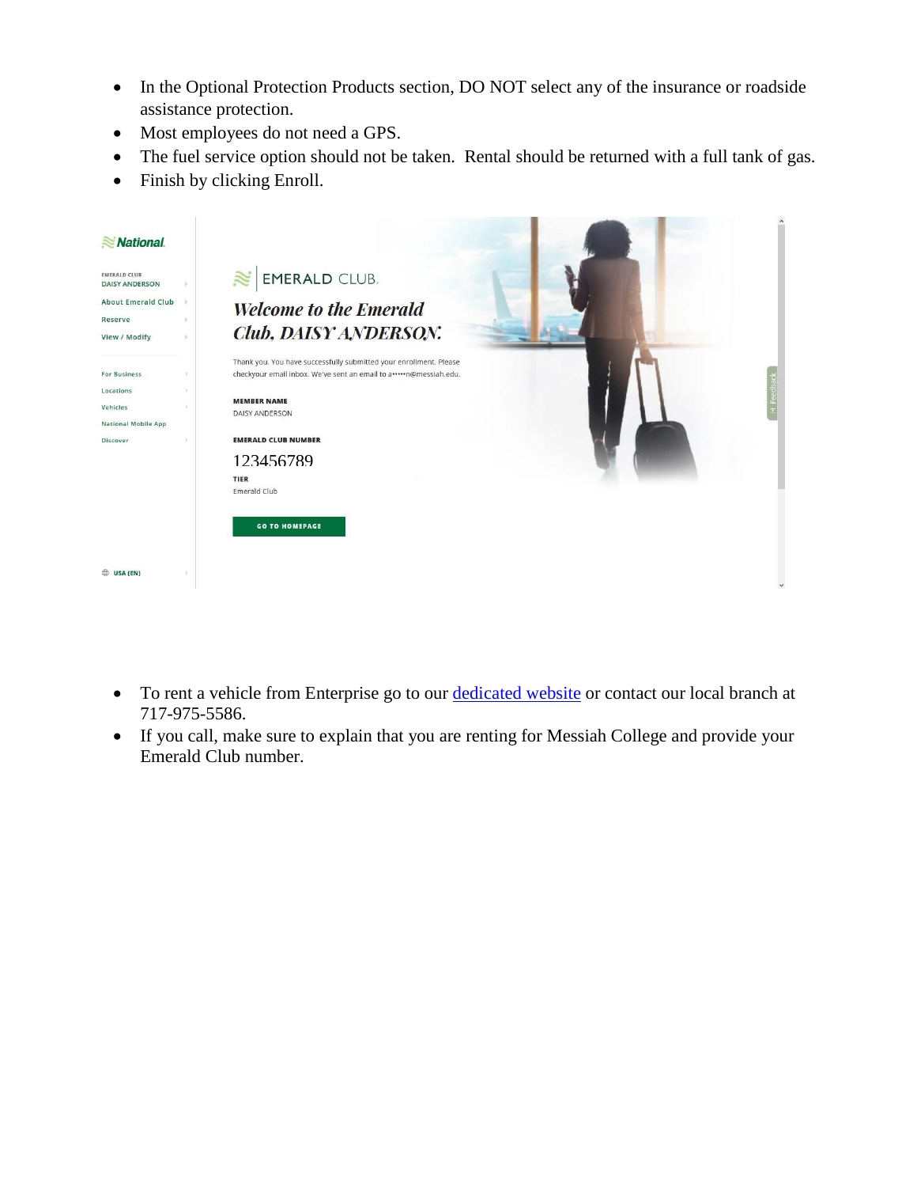- In the Optional Protection Products section, DO NOT select any of the insurance or roadside assistance protection.
- Most employees do not need a GPS.
- The fuel service option should not be taken. Rental should be returned with a full tank of gas.
- Finish by clicking Enroll.

National

EMERALD CLUB
DAISY ANDERSON

About Emerald Club

Reserve

View / Modify

For Business

Locations

Vehicles

National Mobile App

Discover

USA (EN)

EMERALD CLUB.

*Welcome to the Emerald Club, DAISY ANDERSON.*

Thank you. You have successfully submitted your enrollment. Please checkyour email inbox. We've sent an email to a•••••n@messiah.edu.

MEMBER NAME
DAISY ANDERSON

EMERALD CLUB NUMBER
123456789

TIER
Emerald Club

GO TO HOMEPAGE

Feedback

- To rent a vehicle from Enterprise go to our [dedicated website]() or contact our local branch at 717-975-5586.
- If you call, make sure to explain that you are renting for Messiah College and provide your Emerald Club number.